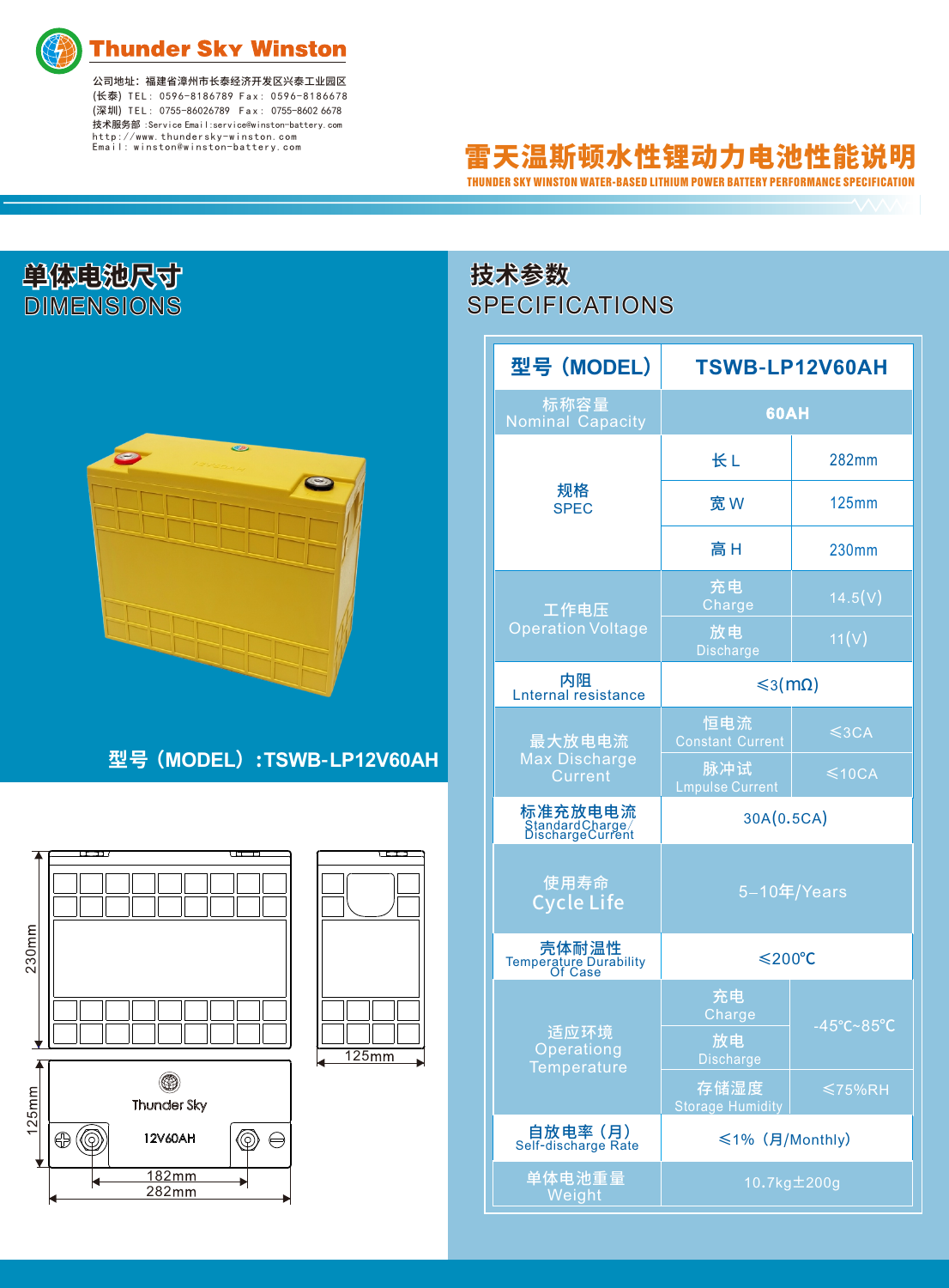**Thunder Sky Winston**

公司地址：福建省漳州市长泰经济开发区兴泰工业园区
(长泰) TEL：0596-8186789 Fax：0596-8186678
(深圳) TEL：0755-86026789 Fax：0755-8602 6678
技术服务部 :Service Email:service@winston-battery.com
http://www.thundersky-winston.com
Email：winston@winston-battery.com

# 雷天温斯顿水性锂动力电池性能说明

THUNDER SKY WINSTON WATER-BASED LITHIUM POWER BATTERY PERFORMANCE SPECIFICATION

## 单体电池尺寸 DIMENSIONS

型号（MODEL）:TSWB-LP12V60AH

230mm
125mm
125mm
182mm
282mm

Thunder Sky
12V60AH

## 技术参数 SPECIFICATIONS

| 型号（MODEL） | TSWB-LP12V60AH | |
|---|---|---|
| 标称容量 Nominal Capacity | 60AH | |
| 规格 SPEC | 长 L | 282mm |
| | 宽 W | 125mm |
| | 高 H | 230mm |
| 工作电压 Operation Voltage | 充电 Charge | 14.5(V) |
| | 放电 Discharge | 11(V) |
| 内阻 Lnternal resistance | ≤3(mΩ) | |
| 最大放电电流 Max Discharge Current | 恒电流 Constant Current | ≤3CA |
| | 脉冲试 Lmpulse Current | ≤10CA |
| 标准充放电电流 StandardCharge/DischargeCurrent | 30A(0.5CA) | |
| 使用寿命 Cycle Life | 5–10年/Years | |
| 壳体耐温性 Temperature Durability Of Case | ≤200℃ | |
| 适应环境 Operating Temperature | 充电 Charge | -45℃~85℃ |
| | 放电 Discharge | -45℃~85℃ |
| | 存储湿度 Storage Humidity | ≤75%RH |
| 自放电率（月）Self-discharge Rate | ≤1%（月/Monthly） | |
| 单体电池重量 Weight | 10.7kg±200g | |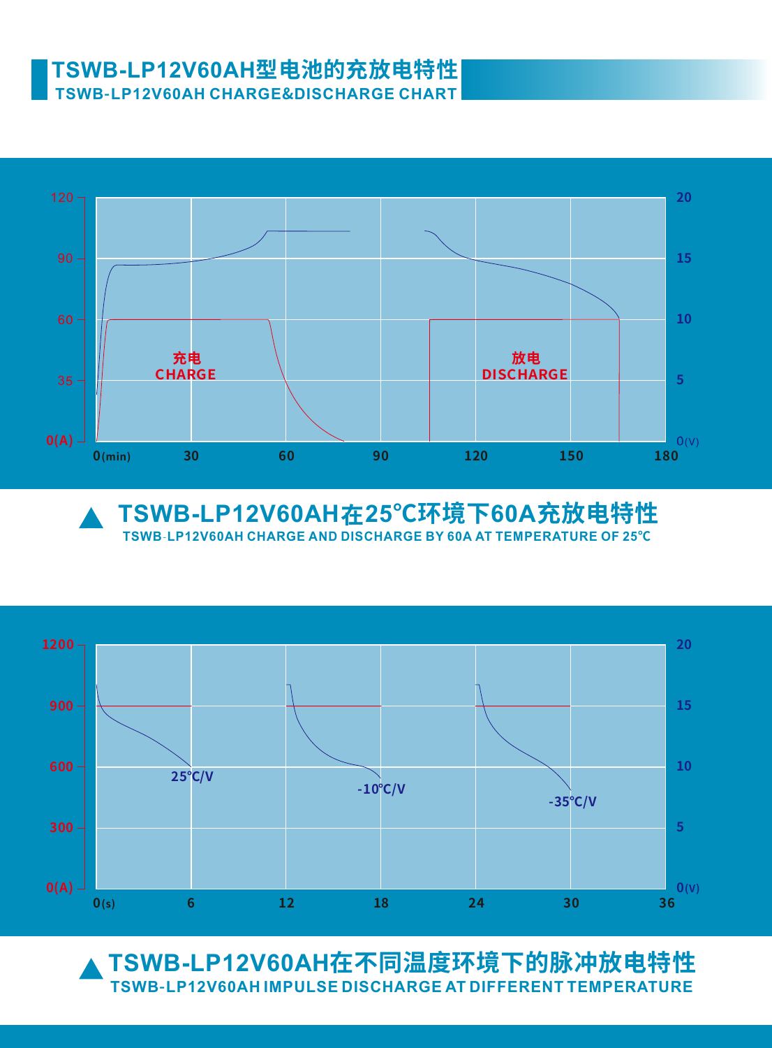## TSWB-LP12V60AH型电池的充放电特性
### TSWB-LP12V60AH CHARGE&DISCHARGE CHART

120
90
60
35
0(A)
20
15
10
5
0(V)
0(min) 30 60 90 120 150 180
充电
CHARGE
放电
DISCHARGE

### ▲ TSWB-LP12V60AH在25℃环境下60A充放电特性
TSWB-LP12V60AH CHARGE AND DISCHARGE BY 60A AT TEMPERATURE OF 25℃

1200
900
600
300
0(A)
20
15
10
5
0(V)
0(s) 6 12 18 24 30 36
25℃/V
-10℃/V
-35℃/V

### ▲ TSWB-LP12V60AH在不同温度环境下的脉冲放电特性
TSWB-LP12V60AH IMPULSE DISCHARGE AT DIFFERENT TEMPERATURE